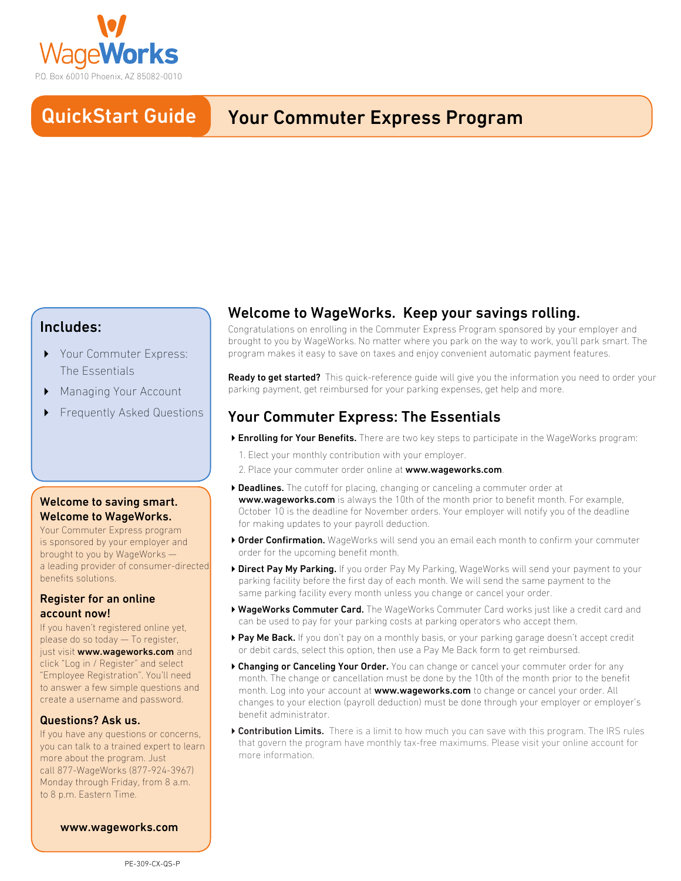WageWorks

P.O. Box 60010 Phoenix, AZ 85082-0010

# QuickStart Guide

# Your Commuter Express Program

## Includes:

- Your Commuter Express: The Essentials
- Managing Your Account
- Frequently Asked Questions

### Welcome to saving smart. Welcome to WageWorks.

Your Commuter Express program is sponsored by your employer and brought to you by WageWorks — a leading provider of consumer-directed benefits solutions.

### Register for an online account now!

If you haven't registered online yet, please do so today — To register, just visit **www.wageworks.com** and click "Log in / Register" and select "Employee Registration". You'll need to answer a few simple questions and create a username and password.

### Questions? Ask us.

If you have any questions or concerns, you can talk to a trained expert to learn more about the program. Just call 877-WageWorks (877-924-3967) Monday through Friday, from 8 a.m. to 8 p.m. Eastern Time.

**www.wageworks.com**

## Welcome to WageWorks. Keep your savings rolling.

Congratulations on enrolling in the Commuter Express Program sponsored by your employer and brought to you by WageWorks. No matter where you park on the way to work, you'll park smart. The program makes it easy to save on taxes and enjoy convenient automatic payment features.

**Ready to get started?** This quick-reference guide will give you the information you need to order your parking payment, get reimbursed for your parking expenses, get help and more.

## Your Commuter Express: The Essentials

- **Enrolling for Your Benefits.** There are two key steps to participate in the WageWorks program:
  1. Elect your monthly contribution with your employer.
  2. Place your commuter order online at **www.wageworks.com**.
- **Deadlines.** The cutoff for placing, changing or canceling a commuter order at **www.wageworks.com** is always the 10th of the month prior to benefit month. For example, October 10 is the deadline for November orders. Your employer will notify you of the deadline for making updates to your payroll deduction.
- **Order Confirmation.** WageWorks will send you an email each month to confirm your commuter order for the upcoming benefit month.
- **Direct Pay My Parking.** If you order Pay My Parking, WageWorks will send your payment to your parking facility before the first day of each month. We will send the same payment to the same parking facility every month unless you change or cancel your order.
- **WageWorks Commuter Card.** The WageWorks Commuter Card works just like a credit card and can be used to pay for your parking costs at parking operators who accept them.
- **Pay Me Back.** If you don't pay on a monthly basis, or your parking garage doesn't accept credit or debit cards, select this option, then use a Pay Me Back form to get reimbursed.
- **Changing or Canceling Your Order.** You can change or cancel your commuter order for any month. The change or cancellation must be done by the 10th of the month prior to the benefit month. Log into your account at **www.wageworks.com** to change or cancel your order. All changes to your election (payroll deduction) must be done through your employer or employer's benefit administrator.
- **Contribution Limits.** There is a limit to how much you can save with this program. The IRS rules that govern the program have monthly tax-free maximums. Please visit your online account for more information.

PE-309-CX-QS-P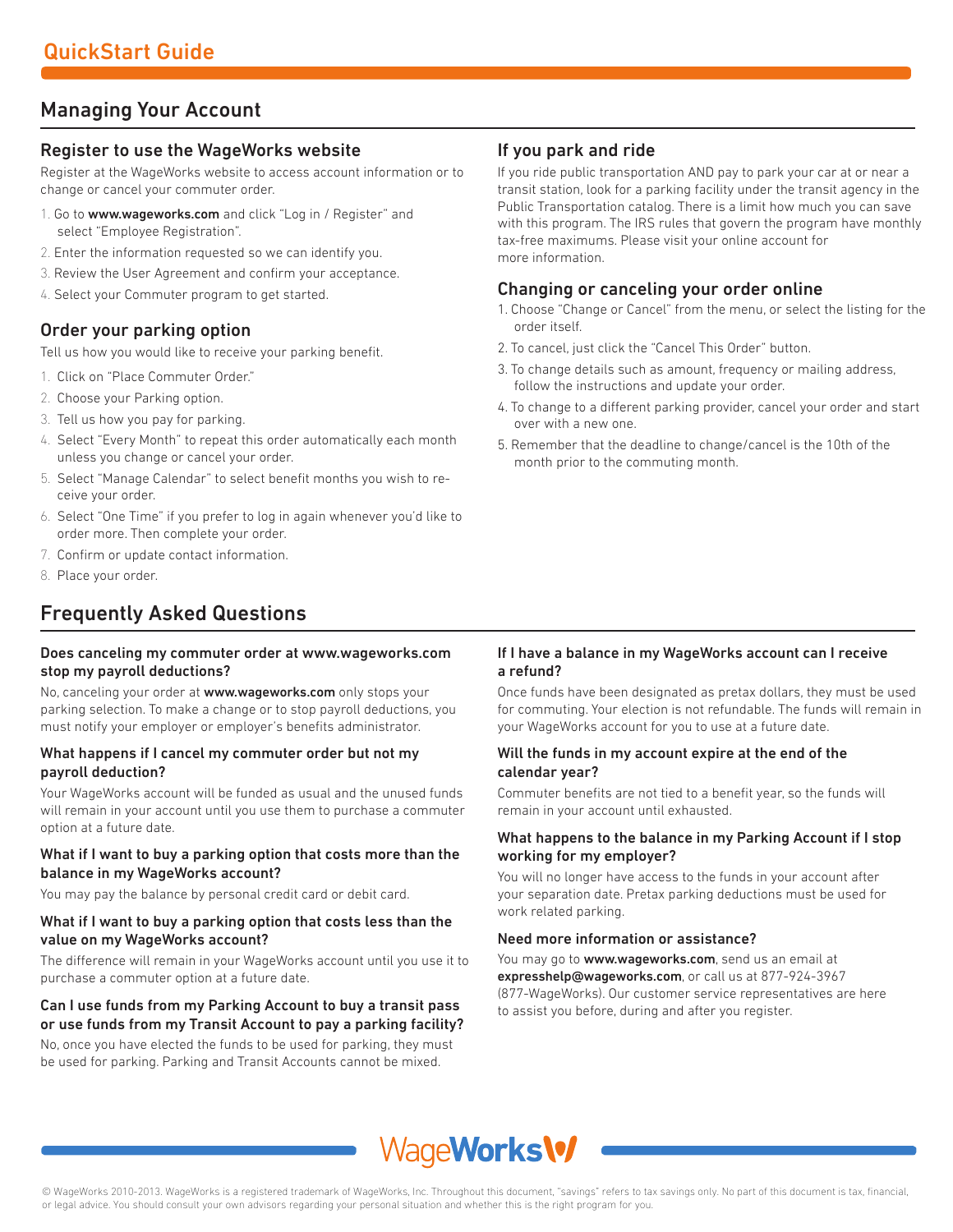# QuickStart Guide

## Managing Your Account

### Register to use the WageWorks website

Register at the WageWorks website to access account information or to change or cancel your commuter order.

1. Go to **www.wageworks.com** and click "Log in / Register" and select "Employee Registration".
2. Enter the information requested so we can identify you.
3. Review the User Agreement and confirm your acceptance.
4. Select your Commuter program to get started.

### Order your parking option

Tell us how you would like to receive your parking benefit.

1. Click on "Place Commuter Order."
2. Choose your Parking option.
3. Tell us how you pay for parking.
4. Select "Every Month" to repeat this order automatically each month unless you change or cancel your order.
5. Select "Manage Calendar" to select benefit months you wish to receive your order.
6. Select "One Time" if you prefer to log in again whenever you'd like to order more. Then complete your order.
7. Confirm or update contact information.
8. Place your order.

### If you park and ride

If you ride public transportation AND pay to park your car at or near a transit station, look for a parking facility under the transit agency in the Public Transportation catalog. There is a limit how much you can save with this program. The IRS rules that govern the program have monthly tax-free maximums. Please visit your online account for more information.

### Changing or canceling your order online

1. Choose "Change or Cancel" from the menu, or select the listing for the order itself.
2. To cancel, just click the "Cancel This Order" button.
3. To change details such as amount, frequency or mailing address, follow the instructions and update your order.
4. To change to a different parking provider, cancel your order and start over with a new one.
5. Remember that the deadline to change/cancel is the 10th of the month prior to the commuting month.

## Frequently Asked Questions

**Does canceling my commuter order at www.wageworks.com stop my payroll deductions?**

No, canceling your order at **www.wageworks.com** only stops your parking selection. To make a change or to stop payroll deductions, you must notify your employer or employer's benefits administrator.

**What happens if I cancel my commuter order but not my payroll deduction?**

Your WageWorks account will be funded as usual and the unused funds will remain in your account until you use them to purchase a commuter option at a future date.

**What if I want to buy a parking option that costs more than the balance in my WageWorks account?**

You may pay the balance by personal credit card or debit card.

**What if I want to buy a parking option that costs less than the value on my WageWorks account?**

The difference will remain in your WageWorks account until you use it to purchase a commuter option at a future date.

**Can I use funds from my Parking Account to buy a transit pass or use funds from my Transit Account to pay a parking facility?**

No, once you have elected the funds to be used for parking, they must be used for parking. Parking and Transit Accounts cannot be mixed.

**If I have a balance in my WageWorks account can I receive a refund?**

Once funds have been designated as pretax dollars, they must be used for commuting. Your election is not refundable. The funds will remain in your WageWorks account for you to use at a future date.

**Will the funds in my account expire at the end of the calendar year?**

Commuter benefits are not tied to a benefit year, so the funds will remain in your account until exhausted.

**What happens to the balance in my Parking Account if I stop working for my employer?**

You will no longer have access to the funds in your account after your separation date. Pretax parking deductions must be used for work related parking.

**Need more information or assistance?**

You may go to **www.wageworks.com**, send us an email at **expresshelp@wageworks.com**, or call us at 877-924-3967 (877-WageWorks). Our customer service representatives are here to assist you before, during and after you register.

WageWorks

© WageWorks 2010-2013. WageWorks is a registered trademark of WageWorks, Inc. Throughout this document, "savings" refers to tax savings only. No part of this document is tax, financial, or legal advice. You should consult your own advisors regarding your personal situation and whether this is the right program for you.